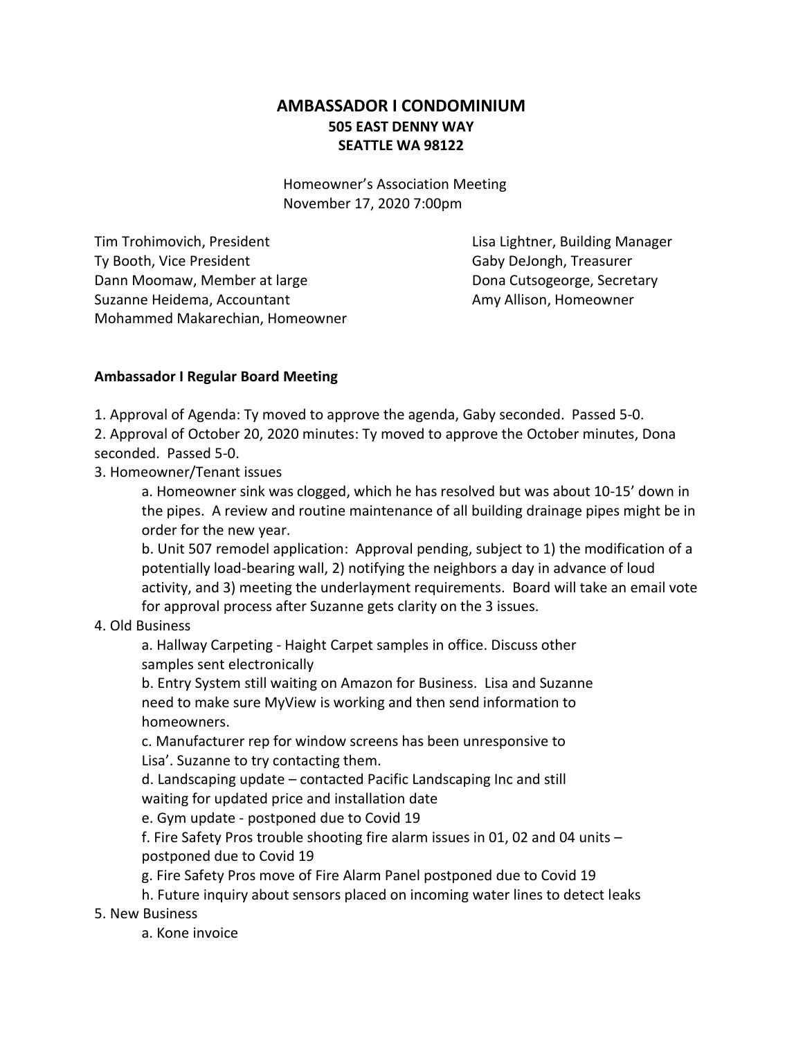# AMBASSADOR I CONDOMINIUM
## 505 EAST DENNY WAY
## SEATTLE WA 98122

Homeowner's Association Meeting
November 17, 2020 7:00pm

Tim Trohimovich, President
Ty Booth, Vice President
Dann Moomaw, Member at large
Suzanne Heidema, Accountant
Mohammed Makarechian, Homeowner
Lisa Lightner, Building Manager
Gaby DeJongh, Treasurer
Dona Cutsogeorge, Secretary
Amy Allison, Homeowner

**Ambassador I Regular Board Meeting**

1. Approval of Agenda: Ty moved to approve the agenda, Gaby seconded. Passed 5-0.
2. Approval of October 20, 2020 minutes: Ty moved to approve the October minutes, Dona seconded. Passed 5-0.
3. Homeowner/Tenant issues
   a. Homeowner sink was clogged, which he has resolved but was about 10-15' down in the pipes. A review and routine maintenance of all building drainage pipes might be in order for the new year.
   b. Unit 507 remodel application: Approval pending, subject to 1) the modification of a potentially load-bearing wall, 2) notifying the neighbors a day in advance of loud activity, and 3) meeting the underlayment requirements. Board will take an email vote for approval process after Suzanne gets clarity on the 3 issues.
4. Old Business
   a. Hallway Carpeting - Haight Carpet samples in office. Discuss other samples sent electronically
   b. Entry System still waiting on Amazon for Business. Lisa and Suzanne need to make sure MyView is working and then send information to homeowners.
   c. Manufacturer rep for window screens has been unresponsive to Lisa'. Suzanne to try contacting them.
   d. Landscaping update – contacted Pacific Landscaping Inc and still waiting for updated price and installation date
   e. Gym update - postponed due to Covid 19
   f. Fire Safety Pros trouble shooting fire alarm issues in 01, 02 and 04 units – postponed due to Covid 19
   g. Fire Safety Pros move of Fire Alarm Panel postponed due to Covid 19
   h. Future inquiry about sensors placed on incoming water lines to detect leaks
5. New Business
   a. Kone invoice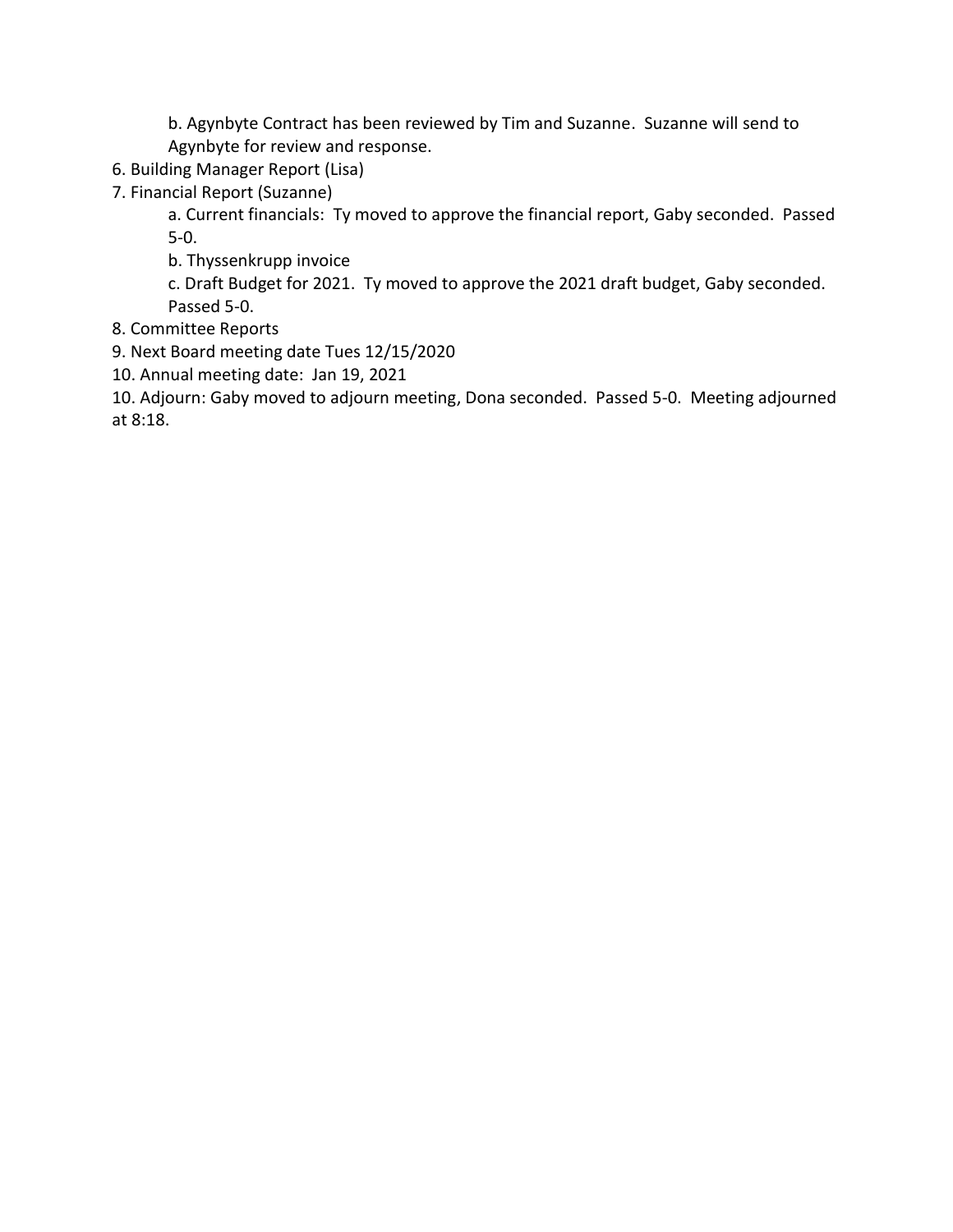b. Agynbyte Contract has been reviewed by Tim and Suzanne. Suzanne will send to Agynbyte for review and response.

6. Building Manager Report (Lisa)

7. Financial Report (Suzanne)

   a. Current financials: Ty moved to approve the financial report, Gaby seconded. Passed 5-0.

   b. Thyssenkrupp invoice

   c. Draft Budget for 2021. Ty moved to approve the 2021 draft budget, Gaby seconded. Passed 5-0.

8. Committee Reports

9. Next Board meeting date Tues 12/15/2020

10. Annual meeting date: Jan 19, 2021

10. Adjourn: Gaby moved to adjourn meeting, Dona seconded. Passed 5-0. Meeting adjourned at 8:18.